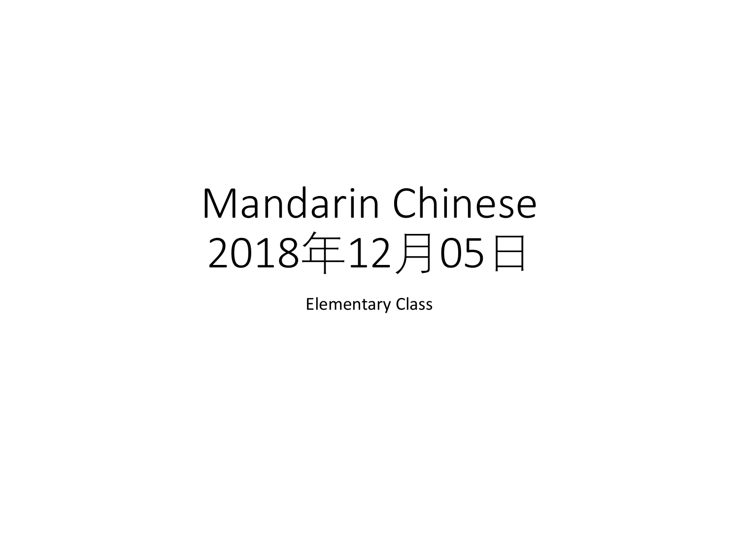# Mandarin Chinese
# 2018年12月05日

Elementary Class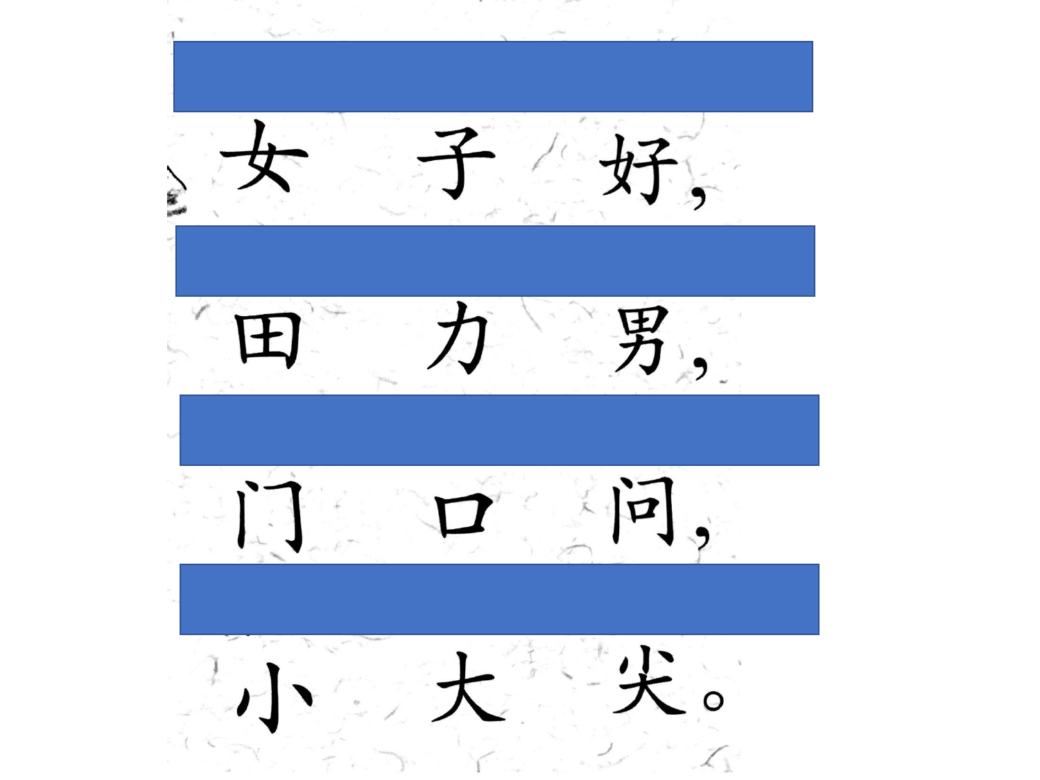女　子　好，

田　力　男，

门　口　问，

小　大　尖。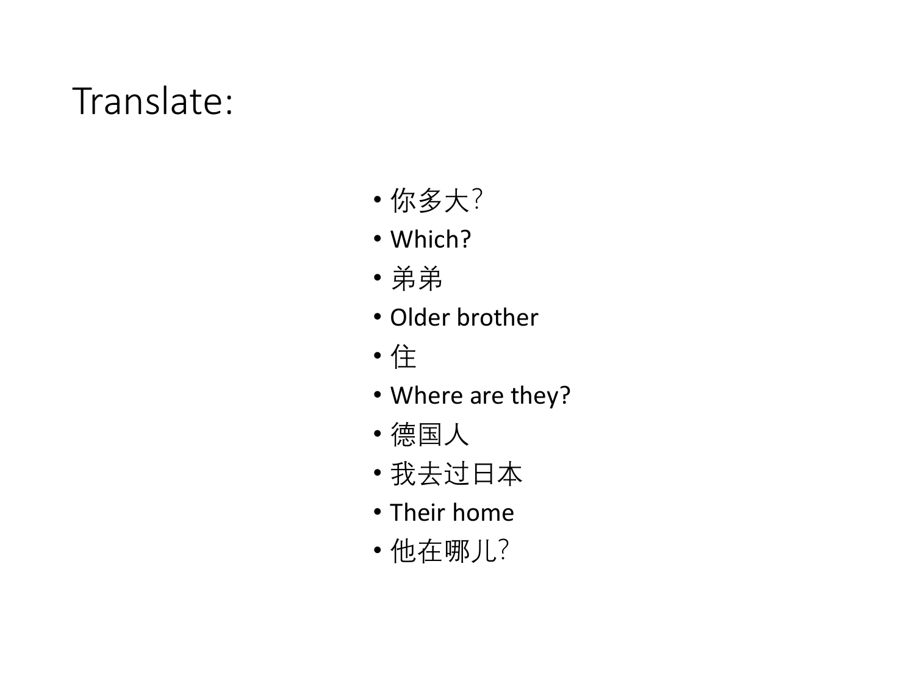# Translate:

- 你多大?
- Which?
- 弟弟
- Older brother
- 住
- Where are they?
- 德国人
- 我去过日本
- Their home
- 他在哪儿?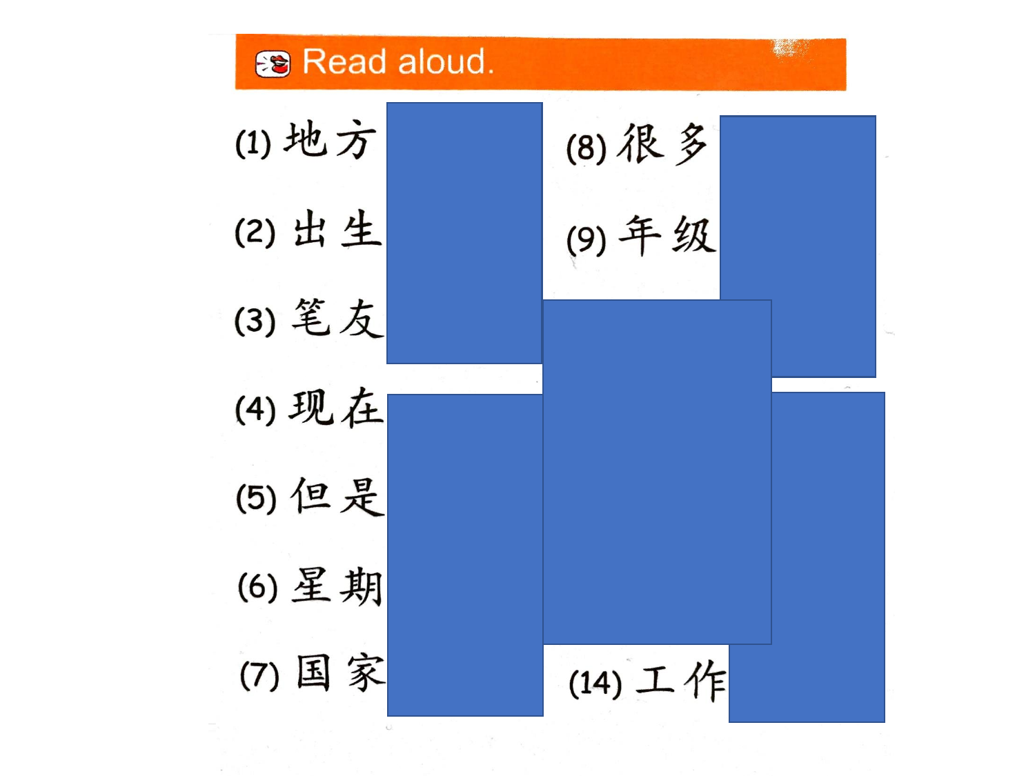## Read aloud.

(1) 地方

(2) 出生

(3) 笔友

(4) 现在

(5) 但是

(6) 星期

(7) 国家

(8) 很多

(9) 年级

(14) 工作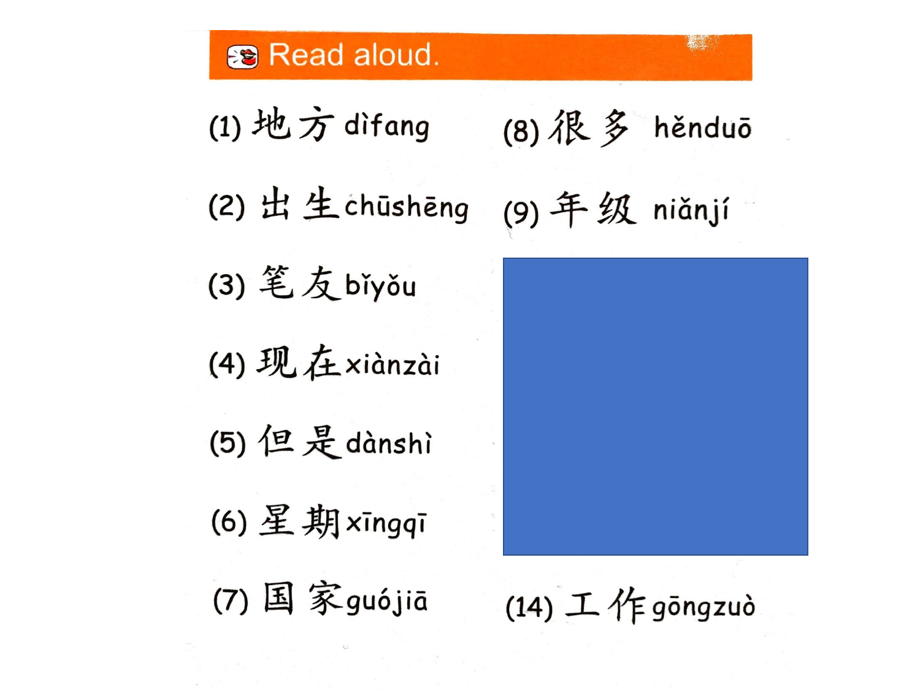## Read aloud.

(1) 地方 dìfang

(2) 出生 chūshēng

(3) 笔友 bǐyǒu

(4) 现在 xiànzài

(5) 但是 dànshì

(6) 星期 xīngqī

(7) 国家 guójiā

(8) 很多 hěnduō

(9) 年级 niǎnjí

(14) 工作 gōngzuò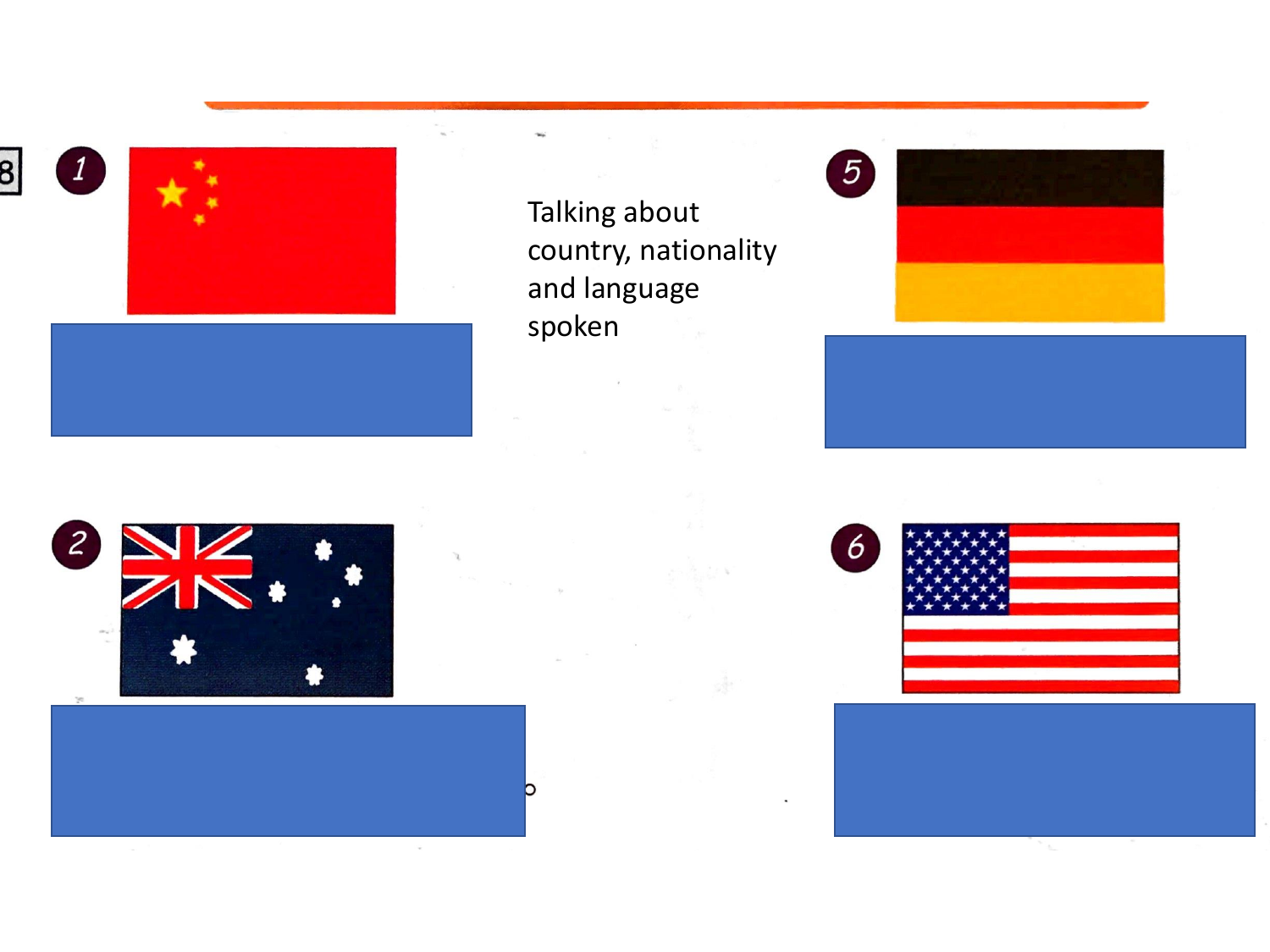8

1

5

Talking about country, nationality and language spoken

2

6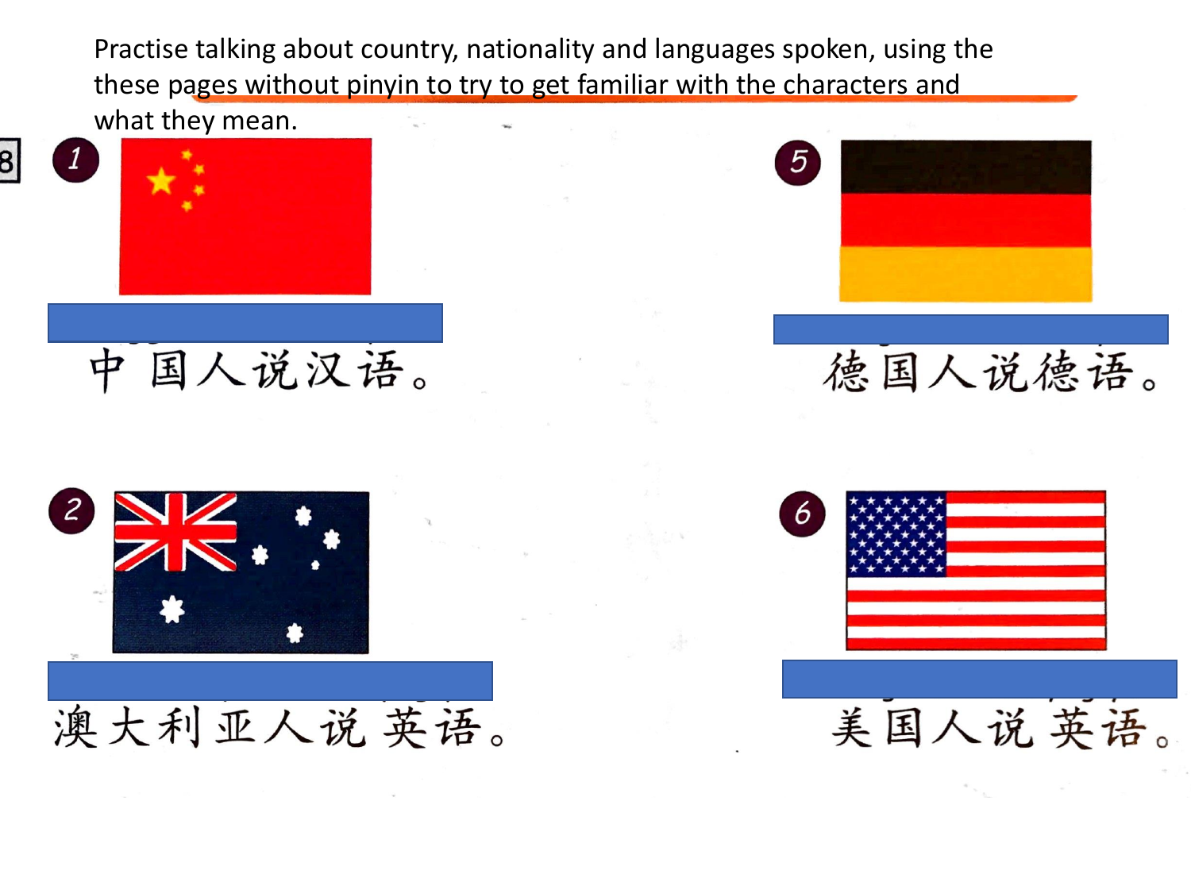Practise talking about country, nationality and languages spoken, using the these pages without pinyin to try to get familiar with the characters and what they mean.

1

中国人说汉语。

5

德国人说德语。

2

澳大利亚人说 英语。

6

美国人说 英语。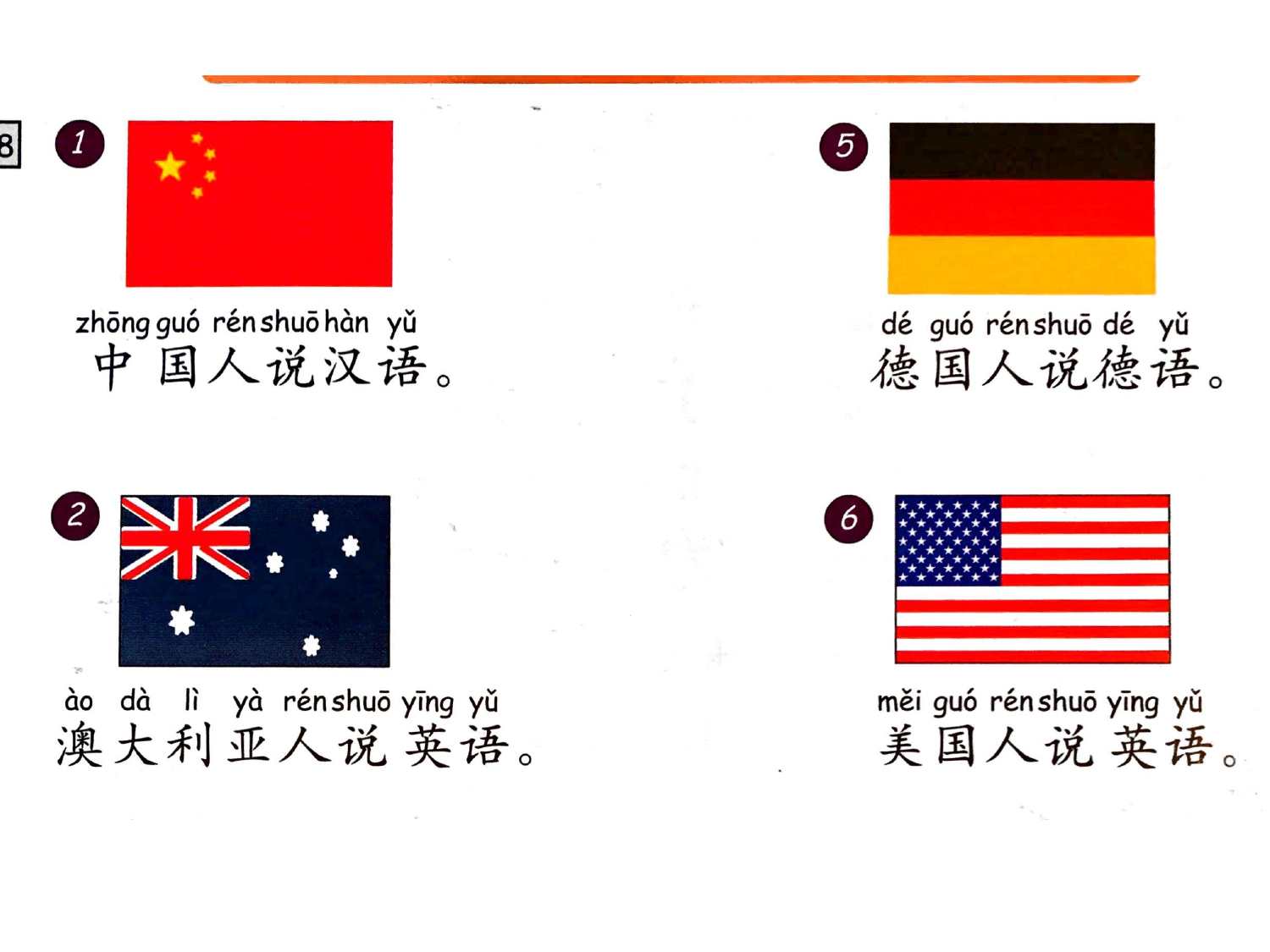1

zhōng guó rén shuō hàn yǔ

中国人说汉语。

5

dé guó rén shuō dé yǔ

德国人说德语。

2

ào dà lì yà rén shuō yīng yǔ

澳大利亚人说英语。

6

měi guó rén shuō yīng yǔ

美国人说英语。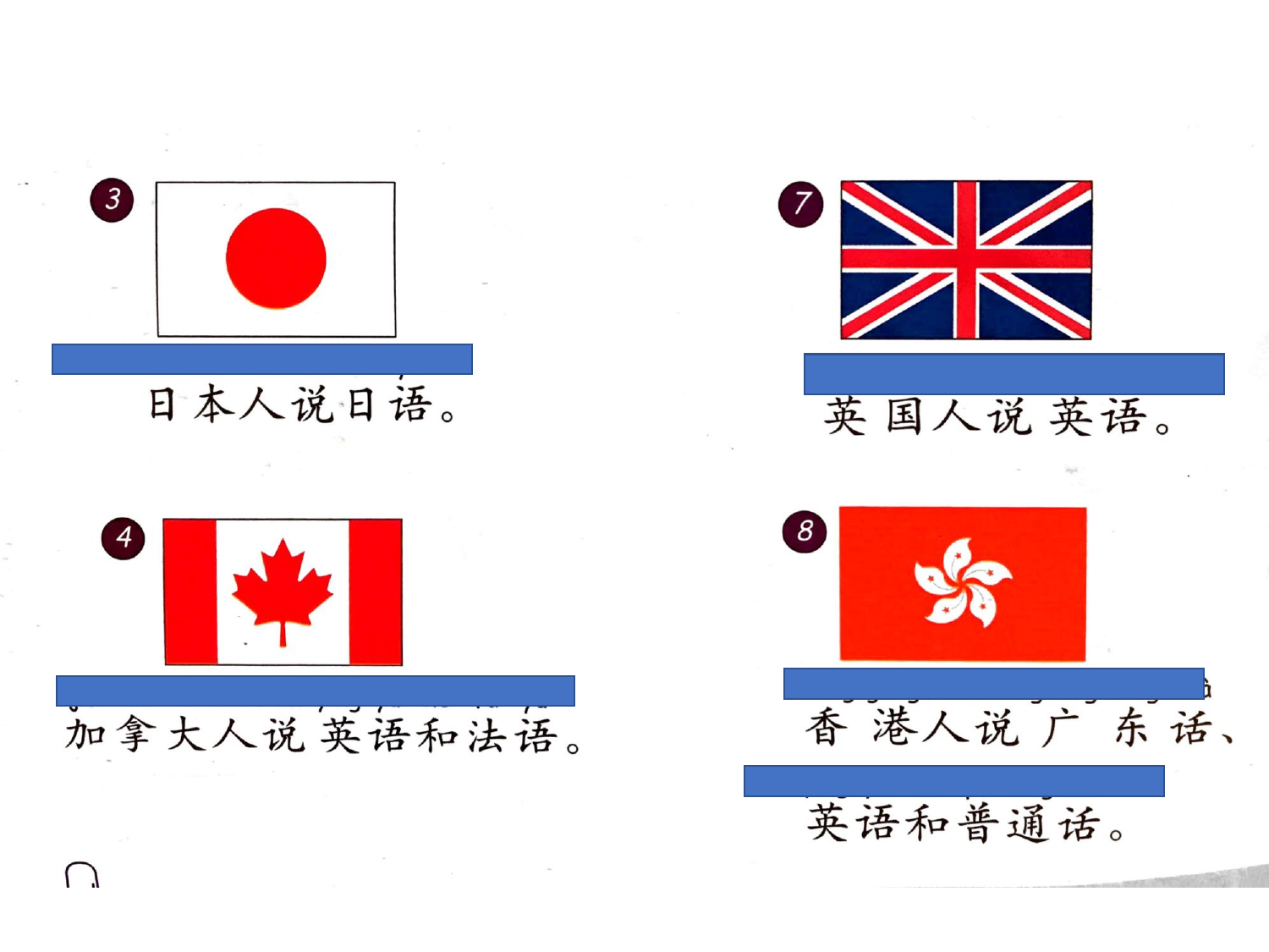3

日本人说日语。

7

英国人说英语。

4

加拿大人说英语和法语。

8

香港人说广东话、英语和普通话。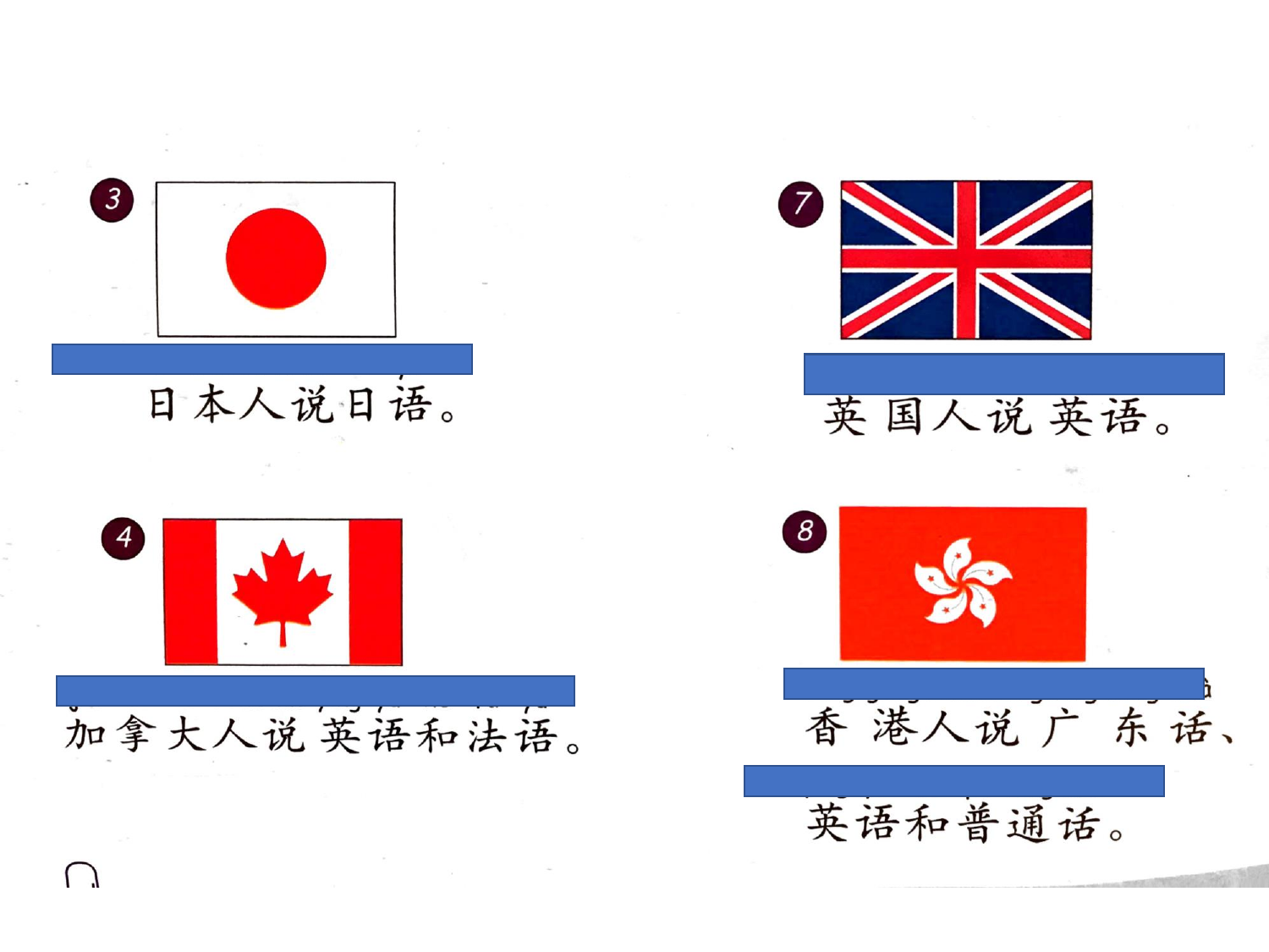3

日本人说日语。

4

加拿大人说英语和法语。

7

英国人说英语。

8

香港人说广东话、英语和普通话。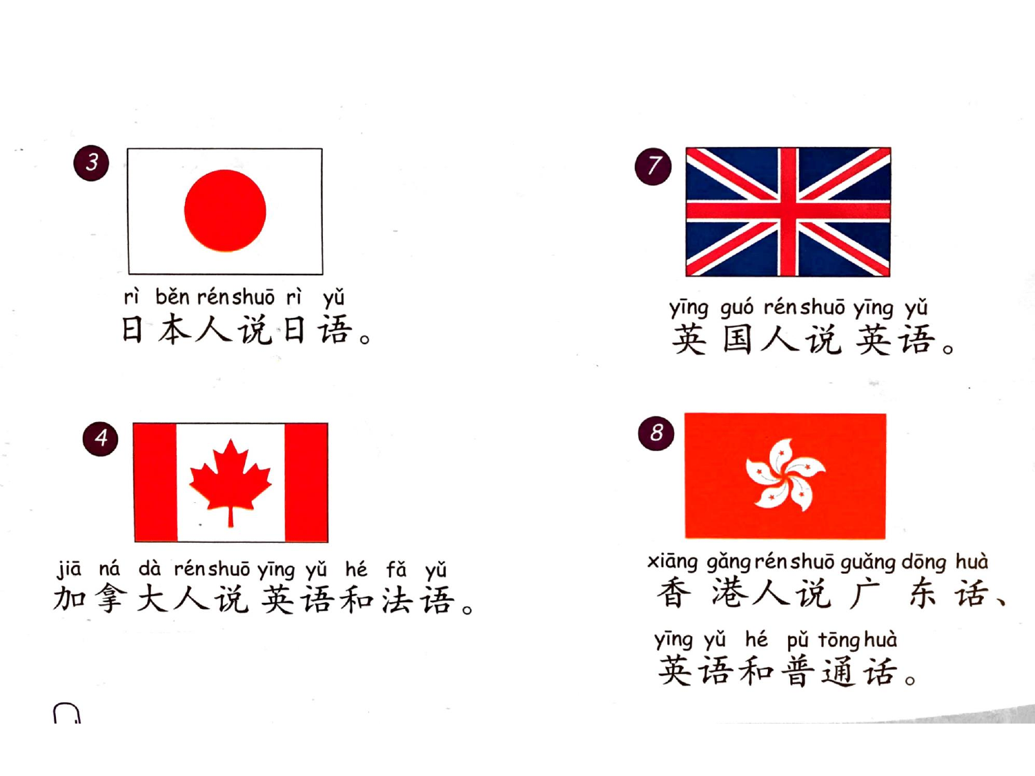3

rì běn rén shuō rì yǔ
日本人说日语。

4

jiā ná dà rén shuō yīng yǔ hé fǎ yǔ
加拿大人说英语和法语。

7

yīng guó rén shuō yīng yǔ
英国人说英语。

8

xiāng gǎng rén shuō guǎng dōng huà
香港人说广东话、

yīng yǔ hé pǔ tōng huà
英语和普通话。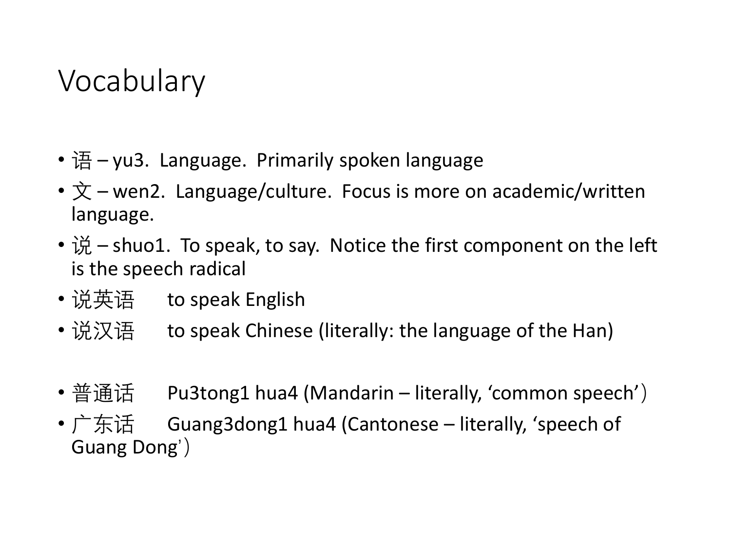# Vocabulary

- 语 – yu3. Language. Primarily spoken language
- 文 – wen2. Language/culture. Focus is more on academic/written language.
- 说 – shuo1. To speak, to say. Notice the first component on the left is the speech radical
- 说英语 to speak English
- 说汉语 to speak Chinese (literally: the language of the Han)

- 普通话 Pu3tong1 hua4 (Mandarin – literally, 'common speech'）
- 广东话 Guang3dong1 hua4 (Cantonese – literally, 'speech of Guang Dong'）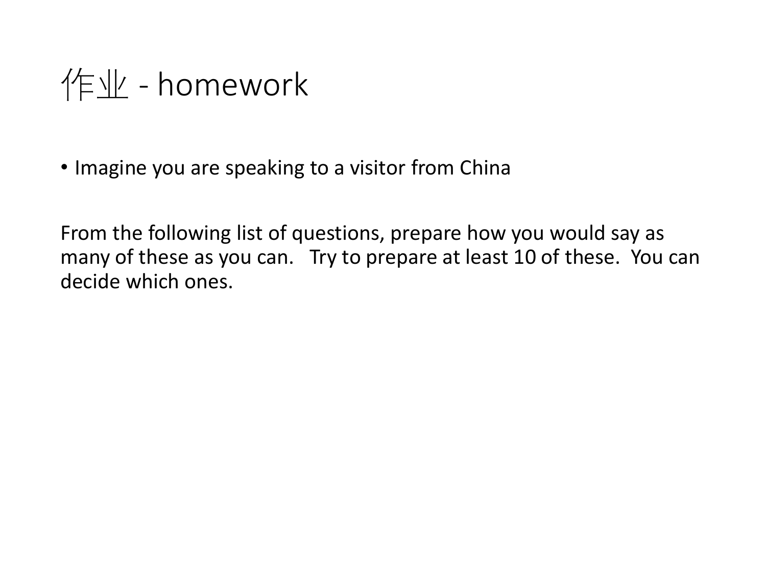# 作业 - homework

- Imagine you are speaking to a visitor from China

From the following list of questions, prepare how you would say as many of these as you can. Try to prepare at least 10 of these. You can decide which ones.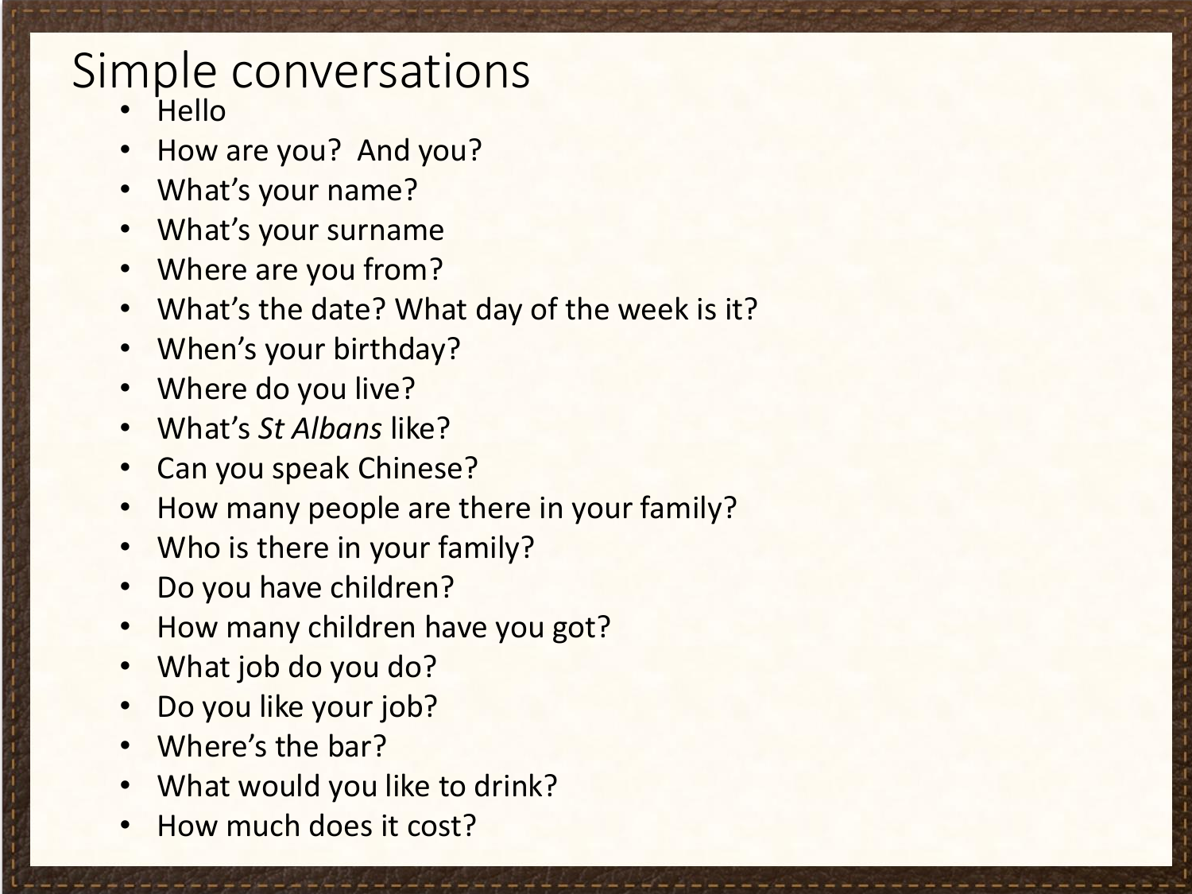# Simple conversations

- Hello
- How are you?  And you?
- What’s your name?
- What’s your surname
- Where are you from?
- What’s the date? What day of the week is it?
- When’s your birthday?
- Where do you live?
- What’s *St Albans* like?
- Can you speak Chinese?
- How many people are there in your family?
- Who is there in your family?
- Do you have children?
- How many children have you got?
- What job do you do?
- Do you like your job?
- Where’s the bar?
- What would you like to drink?
- How much does it cost?